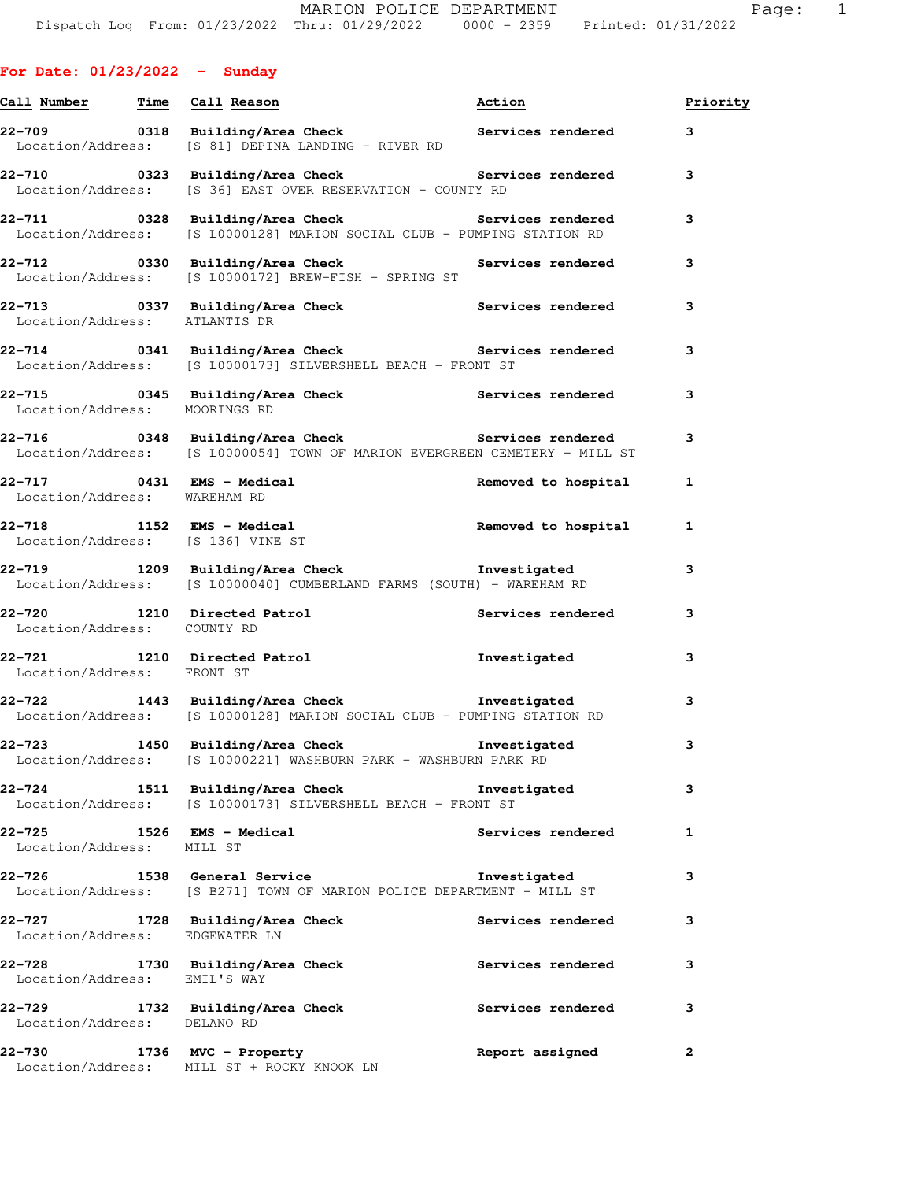# MARION POLICE DEPARTMENT

Dispatch Log From: 01/23/2022 Thru: 01/29/2022 0000 - 2359 Printed: 01/31/2022

## For Date: 01/23/2022 - Sunday

| Call Number | Time | Call Reason | Action | Priority |
|---|---|---|---|---|
| 22-709 | 0318 | Building/Area Check | Services rendered | 3 |
| Location/Address: | | [S 81] DEPINA LANDING - RIVER RD | | |
| 22-710 | 0323 | Building/Area Check | Services rendered | 3 |
| Location/Address: | | [S 36] EAST OVER RESERVATION - COUNTY RD | | |
| 22-711 | 0328 | Building/Area Check | Services rendered | 3 |
| Location/Address: | | [S L0000128] MARION SOCIAL CLUB - PUMPING STATION RD | | |
| 22-712 | 0330 | Building/Area Check | Services rendered | 3 |
| Location/Address: | | [S L0000172] BREW-FISH - SPRING ST | | |
| 22-713 | 0337 | Building/Area Check | Services rendered | 3 |
| Location/Address: | | ATLANTIS DR | | |
| 22-714 | 0341 | Building/Area Check | Services rendered | 3 |
| Location/Address: | | [S L0000173] SILVERSHELL BEACH - FRONT ST | | |
| 22-715 | 0345 | Building/Area Check | Services rendered | 3 |
| Location/Address: | | MOORINGS RD | | |
| 22-716 | 0348 | Building/Area Check | Services rendered | 3 |
| Location/Address: | | [S L0000054] TOWN OF MARION EVERGREEN CEMETERY - MILL ST | | |
| 22-717 | 0431 | EMS - Medical | Removed to hospital | 1 |
| Location/Address: | | WAREHAM RD | | |
| 22-718 | 1152 | EMS - Medical | Removed to hospital | 1 |
| Location/Address: | | [S 136] VINE ST | | |
| 22-719 | 1209 | Building/Area Check | Investigated | 3 |
| Location/Address: | | [S L0000040] CUMBERLAND FARMS (SOUTH) - WAREHAM RD | | |
| 22-720 | 1210 | Directed Patrol | Services rendered | 3 |
| Location/Address: | | COUNTY RD | | |
| 22-721 | 1210 | Directed Patrol | Investigated | 3 |
| Location/Address: | | FRONT ST | | |
| 22-722 | 1443 | Building/Area Check | Investigated | 3 |
| Location/Address: | | [S L0000128] MARION SOCIAL CLUB - PUMPING STATION RD | | |
| 22-723 | 1450 | Building/Area Check | Investigated | 3 |
| Location/Address: | | [S L0000221] WASHBURN PARK - WASHBURN PARK RD | | |
| 22-724 | 1511 | Building/Area Check | Investigated | 3 |
| Location/Address: | | [S L0000173] SILVERSHELL BEACH - FRONT ST | | |
| 22-725 | 1526 | EMS - Medical | Services rendered | 1 |
| Location/Address: | | MILL ST | | |
| 22-726 | 1538 | General Service | Investigated | 3 |
| Location/Address: | | [S B271] TOWN OF MARION POLICE DEPARTMENT - MILL ST | | |
| 22-727 | 1728 | Building/Area Check | Services rendered | 3 |
| Location/Address: | | EDGEWATER LN | | |
| 22-728 | 1730 | Building/Area Check | Services rendered | 3 |
| Location/Address: | | EMIL'S WAY | | |
| 22-729 | 1732 | Building/Area Check | Services rendered | 3 |
| Location/Address: | | DELANO RD | | |
| 22-730 | 1736 | MVC - Property | Report assigned | 2 |
| Location/Address: | | MILL ST + ROCKY KNOOK LN | | |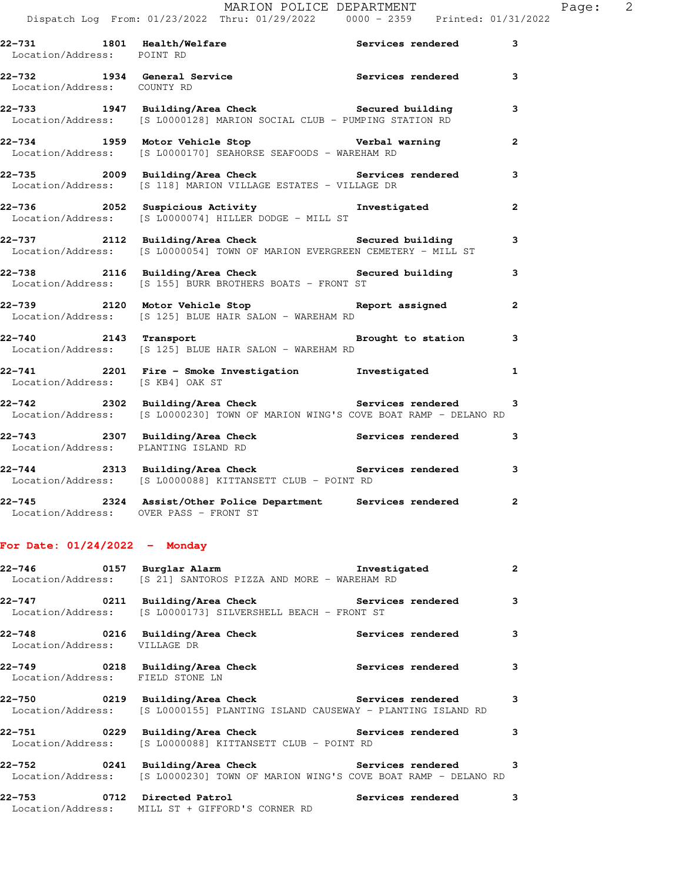**22-731** 1801 **Health/Welfare** **Services rendered** **3**
Location/Address: POINT RD

**22-732** 1934 **General Service** **Services rendered** **3**
Location/Address: COUNTY RD

**22-733** 1947 **Building/Area Check** **Secured building** **3**
Location/Address: [S L0000128] MARION SOCIAL CLUB - PUMPING STATION RD

**22-734** 1959 **Motor Vehicle Stop** **Verbal warning** **2**
Location/Address: [S L0000170] SEAHORSE SEAFOODS - WAREHAM RD

**22-735** 2009 **Building/Area Check** **Services rendered** **3**
Location/Address: [S 118] MARION VILLAGE ESTATES - VILLAGE DR

**22-736** 2052 **Suspicious Activity** **Investigated** **2**
Location/Address: [S L0000074] HILLER DODGE - MILL ST

**22-737** 2112 **Building/Area Check** **Secured building** **3**
Location/Address: [S L0000054] TOWN OF MARION EVERGREEN CEMETERY - MILL ST

**22-738** 2116 **Building/Area Check** **Secured building** **3**
Location/Address: [S 155] BURR BROTHERS BOATS - FRONT ST

**22-739** 2120 **Motor Vehicle Stop** **Report assigned** **2**
Location/Address: [S 125] BLUE HAIR SALON - WAREHAM RD

**22-740** 2143 **Transport** **Brought to station** **3**
Location/Address: [S 125] BLUE HAIR SALON - WAREHAM RD

**22-741** 2201 **Fire - Smoke Investigation** **Investigated** **1**
Location/Address: [S KB4] OAK ST

**22-742** 2302 **Building/Area Check** **Services rendered** **3**
Location/Address: [S L0000230] TOWN OF MARION WING'S COVE BOAT RAMP - DELANO RD

**22-743** 2307 **Building/Area Check** **Services rendered** **3**
Location/Address: PLANTING ISLAND RD

**22-744** 2313 **Building/Area Check** **Services rendered** **3**
Location/Address: [S L0000088] KITTANSETT CLUB - POINT RD

**22-745** 2324 **Assist/Other Police Department** **Services rendered** **2**
Location/Address: OVER PASS - FRONT ST

## For Date: 01/24/2022 - Monday

**22-746** 0157 **Burglar Alarm** **Investigated** **2**
Location/Address: [S 21] SANTOROS PIZZA AND MORE - WAREHAM RD

**22-747** 0211 **Building/Area Check** **Services rendered** **3**
Location/Address: [S L0000173] SILVERSHELL BEACH - FRONT ST

**22-748** 0216 **Building/Area Check** **Services rendered** **3**
Location/Address: VILLAGE DR

**22-749** 0218 **Building/Area Check** **Services rendered** **3**
Location/Address: FIELD STONE LN

**22-750** 0219 **Building/Area Check** **Services rendered** **3**
Location/Address: [S L0000155] PLANTING ISLAND CAUSEWAY - PLANTING ISLAND RD

**22-751** 0229 **Building/Area Check** **Services rendered** **3**
Location/Address: [S L0000088] KITTANSETT CLUB - POINT RD

**22-752** 0241 **Building/Area Check** **Services rendered** **3**
Location/Address: [S L0000230] TOWN OF MARION WING'S COVE BOAT RAMP - DELANO RD

**22-753** 0712 **Directed Patrol** **Services rendered** **3**
Location/Address: MILL ST + GIFFORD'S CORNER RD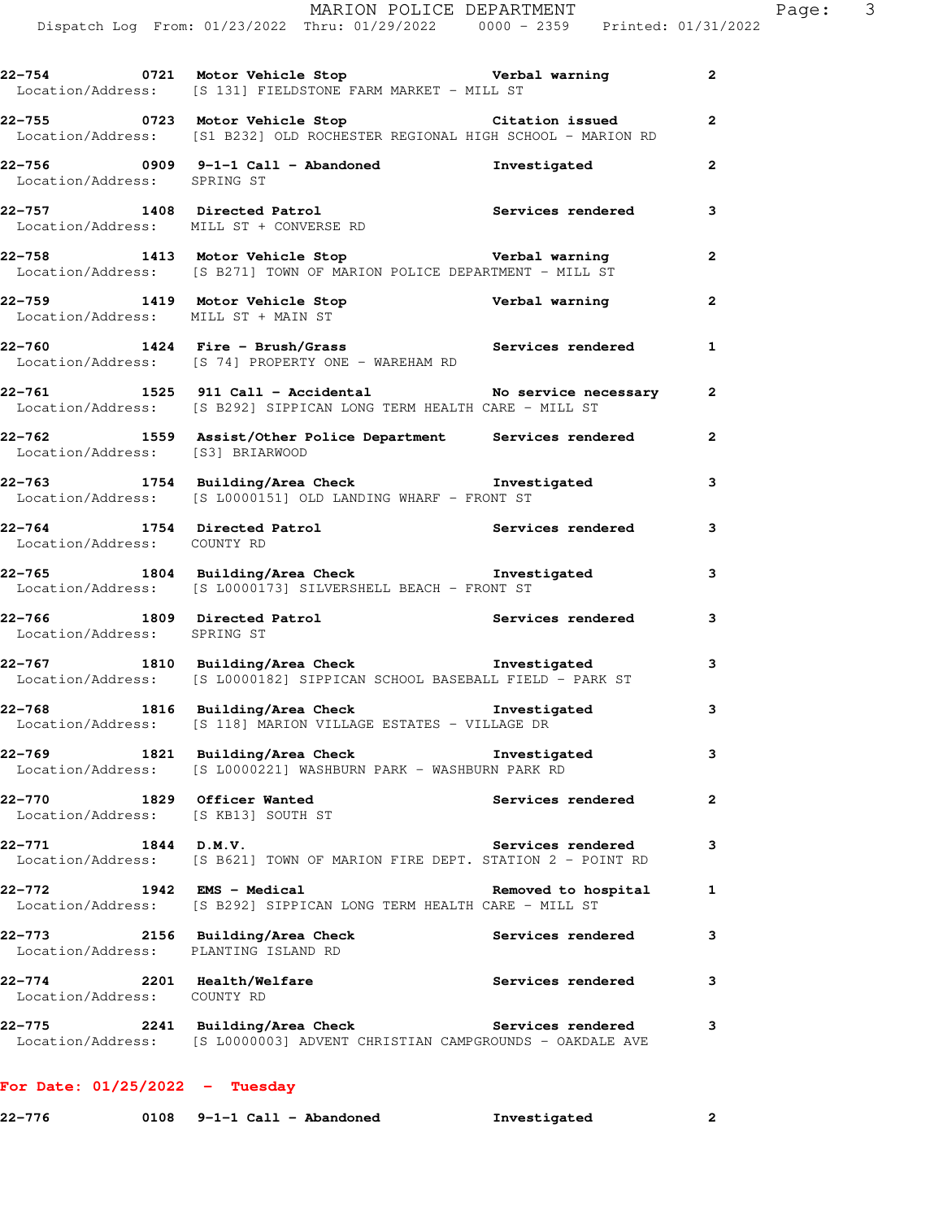22-754 0721 **Motor Vehicle Stop** **Verbal warning** **2**
Location/Address: [S 131] FIELDSTONE FARM MARKET - MILL ST

22-755 0723 **Motor Vehicle Stop** **Citation issued** **2**
Location/Address: [S1 B232] OLD ROCHESTER REGIONAL HIGH SCHOOL - MARION RD

22-756 0909 **9-1-1 Call - Abandoned** **Investigated** **2**
Location/Address: SPRING ST

22-757 1408 **Directed Patrol** **Services rendered** **3**
Location/Address: MILL ST + CONVERSE RD

22-758 1413 **Motor Vehicle Stop** **Verbal warning** **2**
Location/Address: [S B271] TOWN OF MARION POLICE DEPARTMENT - MILL ST

22-759 1419 **Motor Vehicle Stop** **Verbal warning** **2**
Location/Address: MILL ST + MAIN ST

22-760 1424 **Fire - Brush/Grass** **Services rendered** **1**
Location/Address: [S 74] PROPERTY ONE - WAREHAM RD

22-761 1525 **911 Call - Accidental** **No service necessary** **2**
Location/Address: [S B292] SIPPICAN LONG TERM HEALTH CARE - MILL ST

22-762 1559 **Assist/Other Police Department** **Services rendered** **2**
Location/Address: [S3] BRIARWOOD

22-763 1754 **Building/Area Check** **Investigated** **3**
Location/Address: [S L0000151] OLD LANDING WHARF - FRONT ST

22-764 1754 **Directed Patrol** **Services rendered** **3**
Location/Address: COUNTY RD

22-765 1804 **Building/Area Check** **Investigated** **3**
Location/Address: [S L0000173] SILVERSHELL BEACH - FRONT ST

22-766 1809 **Directed Patrol** **Services rendered** **3**
Location/Address: SPRING ST

22-767 1810 **Building/Area Check** **Investigated** **3**
Location/Address: [S L0000182] SIPPICAN SCHOOL BASEBALL FIELD - PARK ST

22-768 1816 **Building/Area Check** **Investigated** **3**
Location/Address: [S 118] MARION VILLAGE ESTATES - VILLAGE DR

22-769 1821 **Building/Area Check** **Investigated** **3**
Location/Address: [S L0000221] WASHBURN PARK - WASHBURN PARK RD

22-770 1829 **Officer Wanted** **Services rendered** **2**
Location/Address: [S KB13] SOUTH ST

22-771 1844 **D.M.V.** **Services rendered** **3**
Location/Address: [S B621] TOWN OF MARION FIRE DEPT. STATION 2 - POINT RD

22-772 1942 **EMS - Medical** **Removed to hospital** **1**
Location/Address: [S B292] SIPPICAN LONG TERM HEALTH CARE - MILL ST

22-773 2156 **Building/Area Check** **Services rendered** **3**
Location/Address: PLANTING ISLAND RD

22-774 2201 **Health/Welfare** **Services rendered** **3**
Location/Address: COUNTY RD

22-775 2241 **Building/Area Check** **Services rendered** **3**
Location/Address: [S L0000003] ADVENT CHRISTIAN CAMPGROUNDS - OAKDALE AVE

**For Date: 01/25/2022 - Tuesday**

22-776 0108 **9-1-1 Call - Abandoned** **Investigated** **2**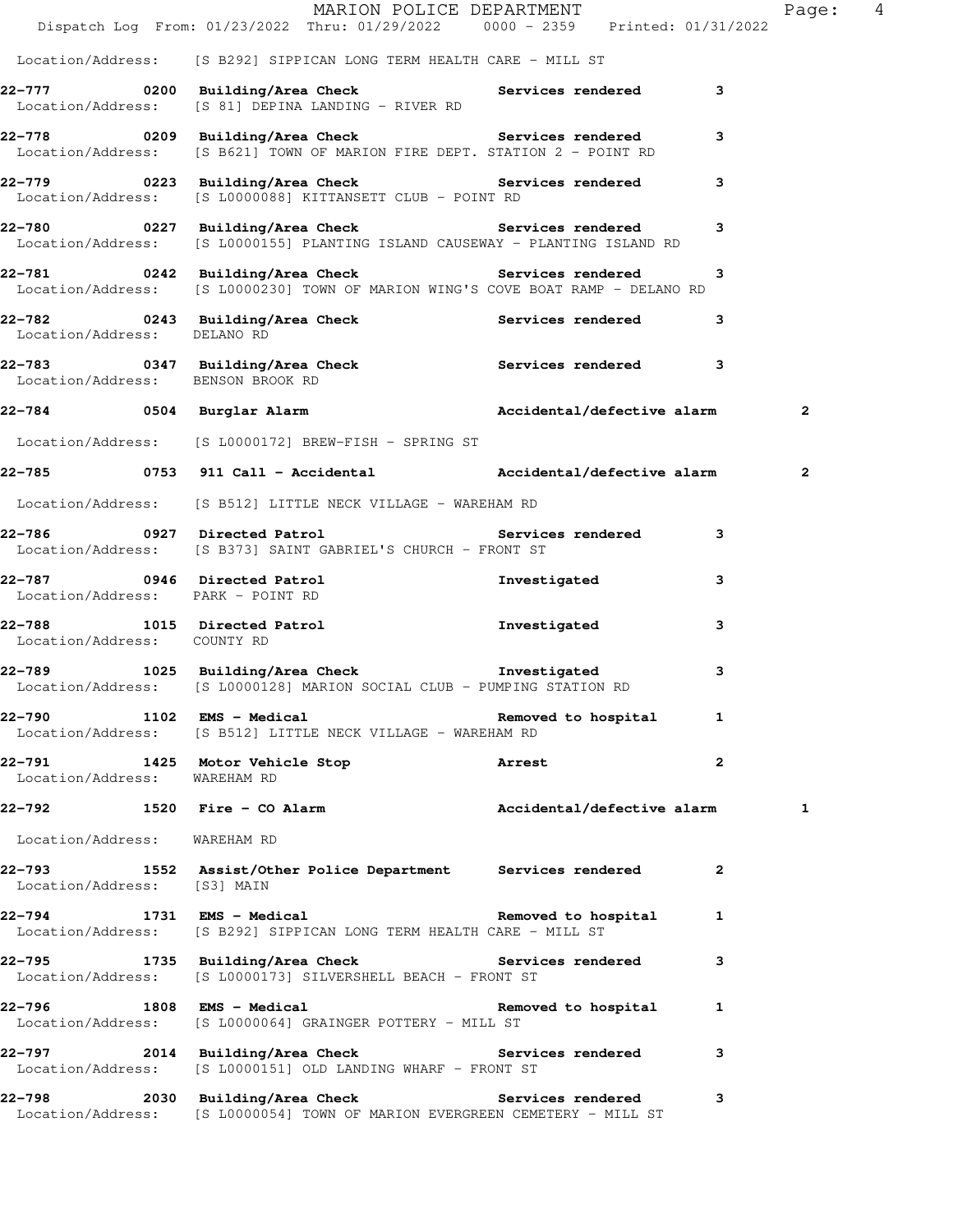Location/Address: [S B292] SIPPICAN LONG TERM HEALTH CARE - MILL ST

**22-777 0200 Building/Area Check** Services rendered 3
Location/Address: [S 81] DEPINA LANDING - RIVER RD

**22-778 0209 Building/Area Check** Services rendered 3
Location/Address: [S B621] TOWN OF MARION FIRE DEPT. STATION 2 - POINT RD

**22-779 0223 Building/Area Check** Services rendered 3
Location/Address: [S L0000088] KITTANSETT CLUB - POINT RD

**22-780 0227 Building/Area Check** Services rendered 3
Location/Address: [S L0000155] PLANTING ISLAND CAUSEWAY - PLANTING ISLAND RD

**22-781 0242 Building/Area Check** Services rendered 3
Location/Address: [S L0000230] TOWN OF MARION WING'S COVE BOAT RAMP - DELANO RD

**22-782 0243 Building/Area Check** Services rendered 3
Location/Address: DELANO RD

**22-783 0347 Building/Area Check** Services rendered 3
Location/Address: BENSON BROOK RD

**22-784 0504 Burglar Alarm** Accidental/defective alarm 2
Location/Address: [S L0000172] BREW-FISH - SPRING ST

**22-785 0753 911 Call - Accidental** Accidental/defective alarm 2
Location/Address: [S B512] LITTLE NECK VILLAGE - WAREHAM RD

**22-786 0927 Directed Patrol** Services rendered 3
Location/Address: [S B373] SAINT GABRIEL'S CHURCH - FRONT ST

**22-787 0946 Directed Patrol** Investigated 3
Location/Address: PARK - POINT RD

**22-788 1015 Directed Patrol** Investigated 3
Location/Address: COUNTY RD

**22-789 1025 Building/Area Check** Investigated 3
Location/Address: [S L0000128] MARION SOCIAL CLUB - PUMPING STATION RD

**22-790 1102 EMS - Medical** Removed to hospital 1
Location/Address: [S B512] LITTLE NECK VILLAGE - WAREHAM RD

**22-791 1425 Motor Vehicle Stop** Arrest 2
Location/Address: WAREHAM RD

**22-792 1520 Fire - CO Alarm** Accidental/defective alarm 1
Location/Address: WAREHAM RD

**22-793 1552 Assist/Other Police Department** Services rendered 2
Location/Address: [S3] MAIN

**22-794 1731 EMS - Medical** Removed to hospital 1
Location/Address: [S B292] SIPPICAN LONG TERM HEALTH CARE - MILL ST

**22-795 1735 Building/Area Check** Services rendered 3
Location/Address: [S L0000173] SILVERSHELL BEACH - FRONT ST

**22-796 1808 EMS - Medical** Removed to hospital 1
Location/Address: [S L0000064] GRAINGER POTTERY - MILL ST

**22-797 2014 Building/Area Check** Services rendered 3
Location/Address: [S L0000151] OLD LANDING WHARF - FRONT ST

**22-798 2030 Building/Area Check** Services rendered 3
Location/Address: [S L0000054] TOWN OF MARION EVERGREEN CEMETERY - MILL ST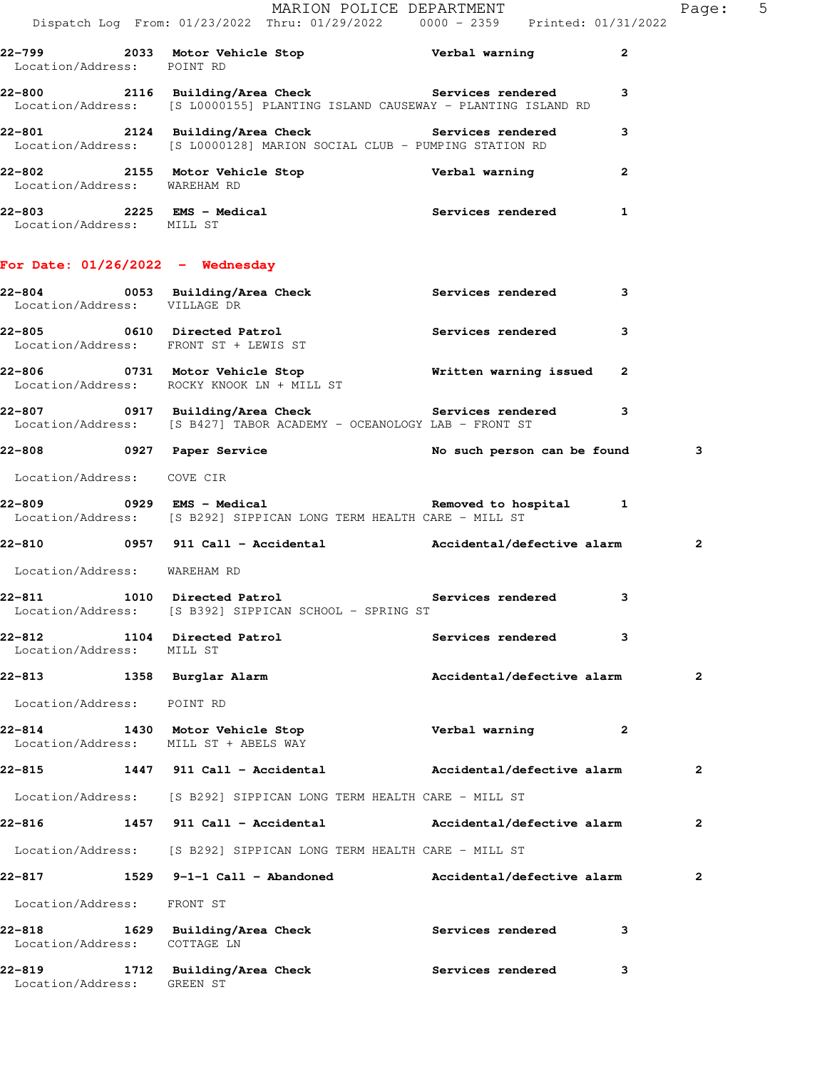**22-799** 2033 **Motor Vehicle Stop** **Verbal warning** **2**
Location/Address: POINT RD

**22-800** 2116 **Building/Area Check** **Services rendered** **3**
Location/Address: [S L0000155] PLANTING ISLAND CAUSEWAY - PLANTING ISLAND RD

**22-801** 2124 **Building/Area Check** **Services rendered** **3**
Location/Address: [S L0000128] MARION SOCIAL CLUB - PUMPING STATION RD

**22-802** 2155 **Motor Vehicle Stop** **Verbal warning** **2**
Location/Address: WAREHAM RD

**22-803** 2225 **EMS - Medical** **Services rendered** **1**
Location/Address: MILL ST

## For Date: 01/26/2022 - Wednesday

**22-804** 0053 **Building/Area Check** **Services rendered** **3**
Location/Address: VILLAGE DR

**22-805** 0610 **Directed Patrol** **Services rendered** **3**
Location/Address: FRONT ST + LEWIS ST

**22-806** 0731 **Motor Vehicle Stop** **Written warning issued** **2**
Location/Address: ROCKY KNOOK LN + MILL ST

**22-807** 0917 **Building/Area Check** **Services rendered** **3**
Location/Address: [S B427] TABOR ACADEMY - OCEANOLOGY LAB - FRONT ST

**22-808** 0927 **Paper Service** **No such person can be found** **3**
Location/Address: COVE CIR

**22-809** 0929 **EMS - Medical** **Removed to hospital** **1**
Location/Address: [S B292] SIPPICAN LONG TERM HEALTH CARE - MILL ST

**22-810** 0957 **911 Call - Accidental** **Accidental/defective alarm** **2**
Location/Address: WAREHAM RD

**22-811** 1010 **Directed Patrol** **Services rendered** **3**
Location/Address: [S B392] SIPPICAN SCHOOL - SPRING ST

**22-812** 1104 **Directed Patrol** **Services rendered** **3**
Location/Address: MILL ST

**22-813** 1358 **Burglar Alarm** **Accidental/defective alarm** **2**
Location/Address: POINT RD

**22-814** 1430 **Motor Vehicle Stop** **Verbal warning** **2**
Location/Address: MILL ST + ABELS WAY

**22-815** 1447 **911 Call - Accidental** **Accidental/defective alarm** **2**
Location/Address: [S B292] SIPPICAN LONG TERM HEALTH CARE - MILL ST

**22-816** 1457 **911 Call - Accidental** **Accidental/defective alarm** **2**
Location/Address: [S B292] SIPPICAN LONG TERM HEALTH CARE - MILL ST

**22-817** 1529 **9-1-1 Call - Abandoned** **Accidental/defective alarm** **2**
Location/Address: FRONT ST

**22-818** 1629 **Building/Area Check** **Services rendered** **3**
Location/Address: COTTAGE LN

**22-819** 1712 **Building/Area Check** **Services rendered** **3**
Location/Address: GREEN ST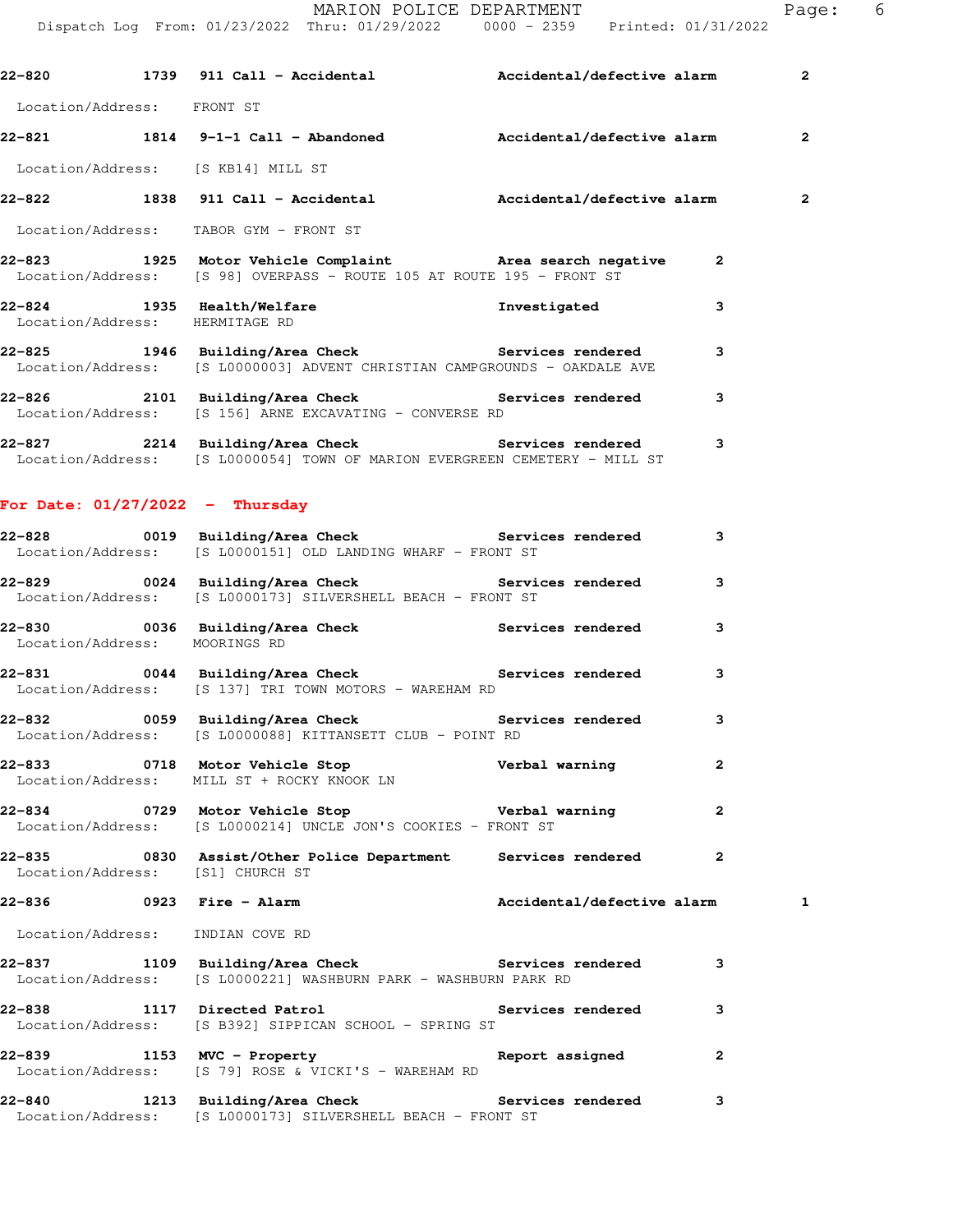**22-820** 1739 **911 Call - Accidental** **Accidental/defective alarm** **2**

Location/Address: FRONT ST

**22-821** 1814 **9-1-1 Call - Abandoned** **Accidental/defective alarm** **2**

Location/Address: [S KB14] MILL ST

**22-822** 1838 **911 Call - Accidental** **Accidental/defective alarm** **2**

Location/Address: TABOR GYM - FRONT ST

**22-823** 1925 **Motor Vehicle Complaint** **Area search negative** **2**
Location/Address: [S 98] OVERPASS - ROUTE 105 AT ROUTE 195 - FRONT ST

**22-824** 1935 **Health/Welfare** **Investigated** **3**
Location/Address: HERMITAGE RD

**22-825** 1946 **Building/Area Check** **Services rendered** **3**
Location/Address: [S L0000003] ADVENT CHRISTIAN CAMPGROUNDS - OAKDALE AVE

**22-826** 2101 **Building/Area Check** **Services rendered** **3**
Location/Address: [S 156] ARNE EXCAVATING - CONVERSE RD

**22-827** 2214 **Building/Area Check** **Services rendered** **3**
Location/Address: [S L0000054] TOWN OF MARION EVERGREEN CEMETERY - MILL ST

## For Date: 01/27/2022 - Thursday

**22-828** 0019 **Building/Area Check** **Services rendered** **3**
Location/Address: [S L0000151] OLD LANDING WHARF - FRONT ST

**22-829** 0024 **Building/Area Check** **Services rendered** **3**
Location/Address: [S L0000173] SILVERSHELL BEACH - FRONT ST

**22-830** 0036 **Building/Area Check** **Services rendered** **3**
Location/Address: MOORINGS RD

**22-831** 0044 **Building/Area Check** **Services rendered** **3**
Location/Address: [S 137] TRI TOWN MOTORS - WAREHAM RD

**22-832** 0059 **Building/Area Check** **Services rendered** **3**
Location/Address: [S L0000088] KITTANSETT CLUB - POINT RD

**22-833** 0718 **Motor Vehicle Stop** **Verbal warning** **2**
Location/Address: MILL ST + ROCKY KNOOK LN

**22-834** 0729 **Motor Vehicle Stop** **Verbal warning** **2**
Location/Address: [S L0000214] UNCLE JON'S COOKIES - FRONT ST

**22-835** 0830 **Assist/Other Police Department** **Services rendered** **2**
Location/Address: [S1] CHURCH ST

**22-836** 0923 **Fire - Alarm** **Accidental/defective alarm** **1**

Location/Address: INDIAN COVE RD

**22-837** 1109 **Building/Area Check** **Services rendered** **3**
Location/Address: [S L0000221] WASHBURN PARK - WASHBURN PARK RD

**22-838** 1117 **Directed Patrol** **Services rendered** **3**
Location/Address: [S B392] SIPPICAN SCHOOL - SPRING ST

**22-839** 1153 **MVC - Property** **Report assigned** **2**
Location/Address: [S 79] ROSE & VICKI'S - WAREHAM RD

**22-840** 1213 **Building/Area Check** **Services rendered** **3**
Location/Address: [S L0000173] SILVERSHELL BEACH - FRONT ST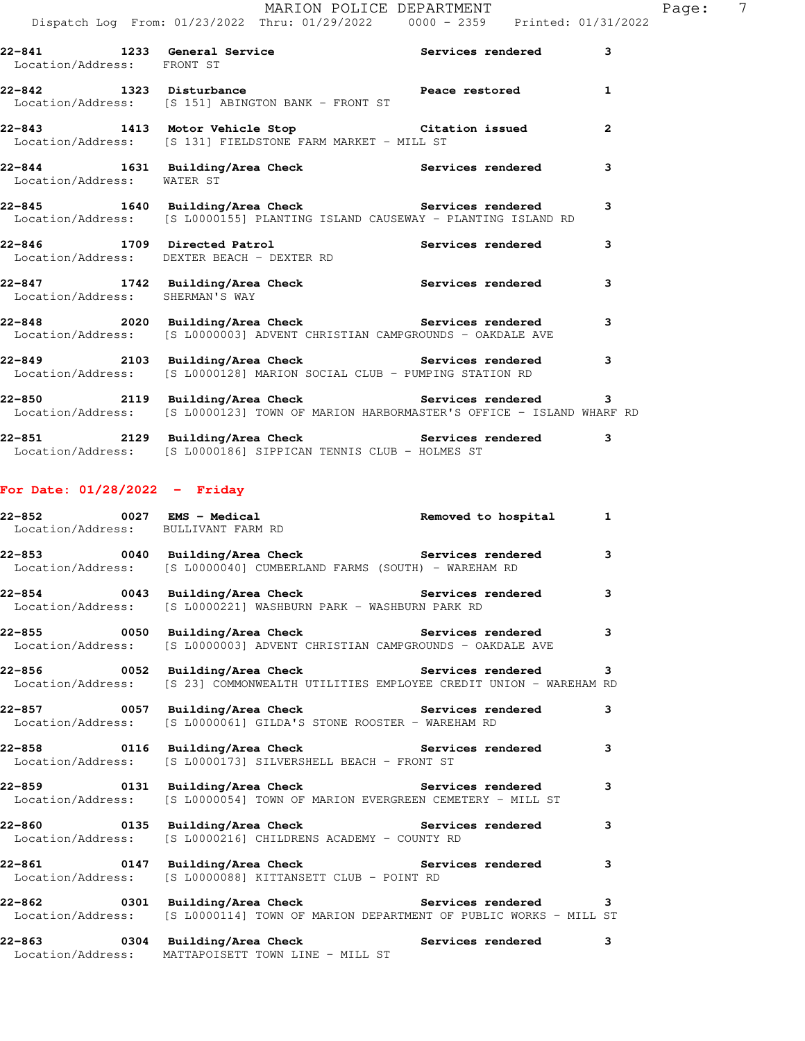**22-841 1233 General Service** Services rendered 3
Location/Address: FRONT ST

**22-842 1323 Disturbance** Peace restored 1
Location/Address: [S 151] ABINGTON BANK - FRONT ST

**22-843 1413 Motor Vehicle Stop** Citation issued 2
Location/Address: [S 131] FIELDSTONE FARM MARKET - MILL ST

**22-844 1631 Building/Area Check** Services rendered 3
Location/Address: WATER ST

**22-845 1640 Building/Area Check** Services rendered 3
Location/Address: [S L0000155] PLANTING ISLAND CAUSEWAY - PLANTING ISLAND RD

**22-846 1709 Directed Patrol** Services rendered 3
Location/Address: DEXTER BEACH - DEXTER RD

**22-847 1742 Building/Area Check** Services rendered 3
Location/Address: SHERMAN'S WAY

**22-848 2020 Building/Area Check** Services rendered 3
Location/Address: [S L0000003] ADVENT CHRISTIAN CAMPGROUNDS - OAKDALE AVE

**22-849 2103 Building/Area Check** Services rendered 3
Location/Address: [S L0000128] MARION SOCIAL CLUB - PUMPING STATION RD

**22-850 2119 Building/Area Check** Services rendered 3
Location/Address: [S L0000123] TOWN OF MARION HARBORMASTER'S OFFICE - ISLAND WHARF RD

**22-851 2129 Building/Area Check** Services rendered 3
Location/Address: [S L0000186] SIPPICAN TENNIS CLUB - HOLMES ST

## For Date: 01/28/2022 - Friday

**22-852 0027 EMS - Medical** Removed to hospital 1
Location/Address: BULLIVANT FARM RD

**22-853 0040 Building/Area Check** Services rendered 3
Location/Address: [S L0000040] CUMBERLAND FARMS (SOUTH) - WAREHAM RD

**22-854 0043 Building/Area Check** Services rendered 3
Location/Address: [S L0000221] WASHBURN PARK - WASHBURN PARK RD

**22-855 0050 Building/Area Check** Services rendered 3
Location/Address: [S L0000003] ADVENT CHRISTIAN CAMPGROUNDS - OAKDALE AVE

**22-856 0052 Building/Area Check** Services rendered 3
Location/Address: [S 23] COMMONWEALTH UTILITIES EMPLOYEE CREDIT UNION - WAREHAM RD

**22-857 0057 Building/Area Check** Services rendered 3
Location/Address: [S L0000061] GILDA'S STONE ROOSTER - WAREHAM RD

**22-858 0116 Building/Area Check** Services rendered 3
Location/Address: [S L0000173] SILVERSHELL BEACH - FRONT ST

**22-859 0131 Building/Area Check** Services rendered 3
Location/Address: [S L0000054] TOWN OF MARION EVERGREEN CEMETERY - MILL ST

**22-860 0135 Building/Area Check** Services rendered 3
Location/Address: [S L0000216] CHILDRENS ACADEMY - COUNTY RD

**22-861 0147 Building/Area Check** Services rendered 3
Location/Address: [S L0000088] KITTANSETT CLUB - POINT RD

**22-862 0301 Building/Area Check** Services rendered 3
Location/Address: [S L0000114] TOWN OF MARION DEPARTMENT OF PUBLIC WORKS - MILL ST

**22-863 0304 Building/Area Check** Services rendered 3
Location/Address: MATTAPOISETT TOWN LINE - MILL ST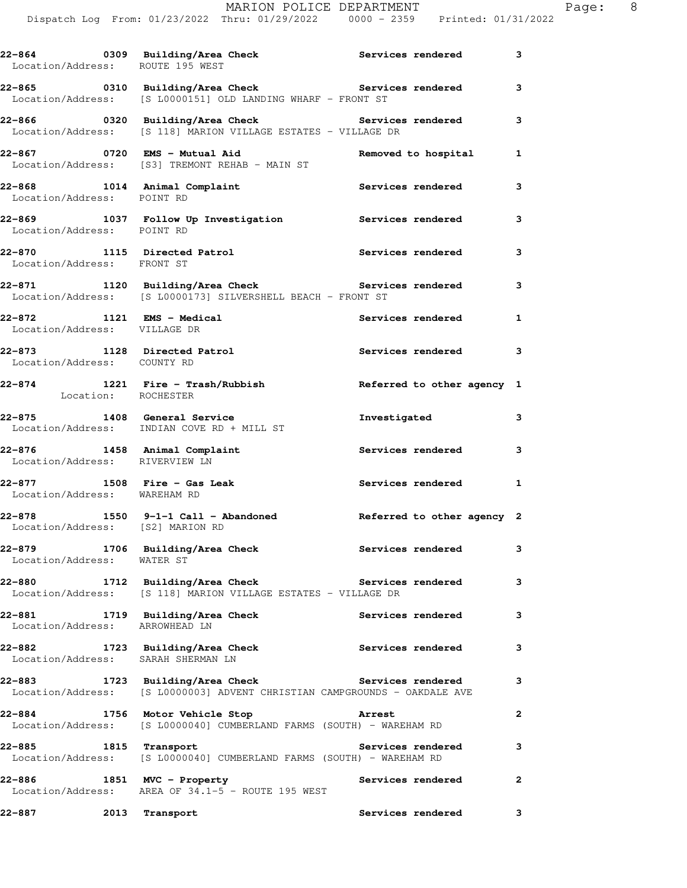22-864 0309 **Building/Area Check** Services rendered 3
Location/Address: ROUTE 195 WEST

22-865 0310 **Building/Area Check** Services rendered 3
Location/Address: [S L0000151] OLD LANDING WHARF - FRONT ST

22-866 0320 **Building/Area Check** Services rendered 3
Location/Address: [S 118] MARION VILLAGE ESTATES - VILLAGE DR

22-867 0720 **EMS - Mutual Aid** Removed to hospital 1
Location/Address: [S3] TREMONT REHAB - MAIN ST

22-868 1014 **Animal Complaint** Services rendered 3
Location/Address: POINT RD

22-869 1037 **Follow Up Investigation** Services rendered 3
Location/Address: POINT RD

22-870 1115 **Directed Patrol** Services rendered 3
Location/Address: FRONT ST

22-871 1120 **Building/Area Check** Services rendered 3
Location/Address: [S L0000173] SILVERSHELL BEACH - FRONT ST

22-872 1121 **EMS - Medical** Services rendered 1
Location/Address: VILLAGE DR

22-873 1128 **Directed Patrol** Services rendered 3
Location/Address: COUNTY RD

22-874 1221 **Fire - Trash/Rubbish** Referred to other agency 1
Location: ROCHESTER

22-875 1408 **General Service** Investigated 3
Location/Address: INDIAN COVE RD + MILL ST

22-876 1458 **Animal Complaint** Services rendered 3
Location/Address: RIVERVIEW LN

22-877 1508 **Fire - Gas Leak** Services rendered 1
Location/Address: WAREHAM RD

22-878 1550 **9-1-1 Call - Abandoned** Referred to other agency 2
Location/Address: [S2] MARION RD

22-879 1706 **Building/Area Check** Services rendered 3
Location/Address: WATER ST

22-880 1712 **Building/Area Check** Services rendered 3
Location/Address: [S 118] MARION VILLAGE ESTATES - VILLAGE DR

22-881 1719 **Building/Area Check** Services rendered 3
Location/Address: ARROWHEAD LN

22-882 1723 **Building/Area Check** Services rendered 3
Location/Address: SARAH SHERMAN LN

22-883 1723 **Building/Area Check** Services rendered 3
Location/Address: [S L0000003] ADVENT CHRISTIAN CAMPGROUNDS - OAKDALE AVE

22-884 1756 **Motor Vehicle Stop** Arrest 2
Location/Address: [S L0000040] CUMBERLAND FARMS (SOUTH) - WAREHAM RD

22-885 1815 **Transport** Services rendered 3
Location/Address: [S L0000040] CUMBERLAND FARMS (SOUTH) - WAREHAM RD

22-886 1851 **MVC - Property** Services rendered 2
Location/Address: AREA OF 34.1-5 - ROUTE 195 WEST

22-887 2013 **Transport** Services rendered 3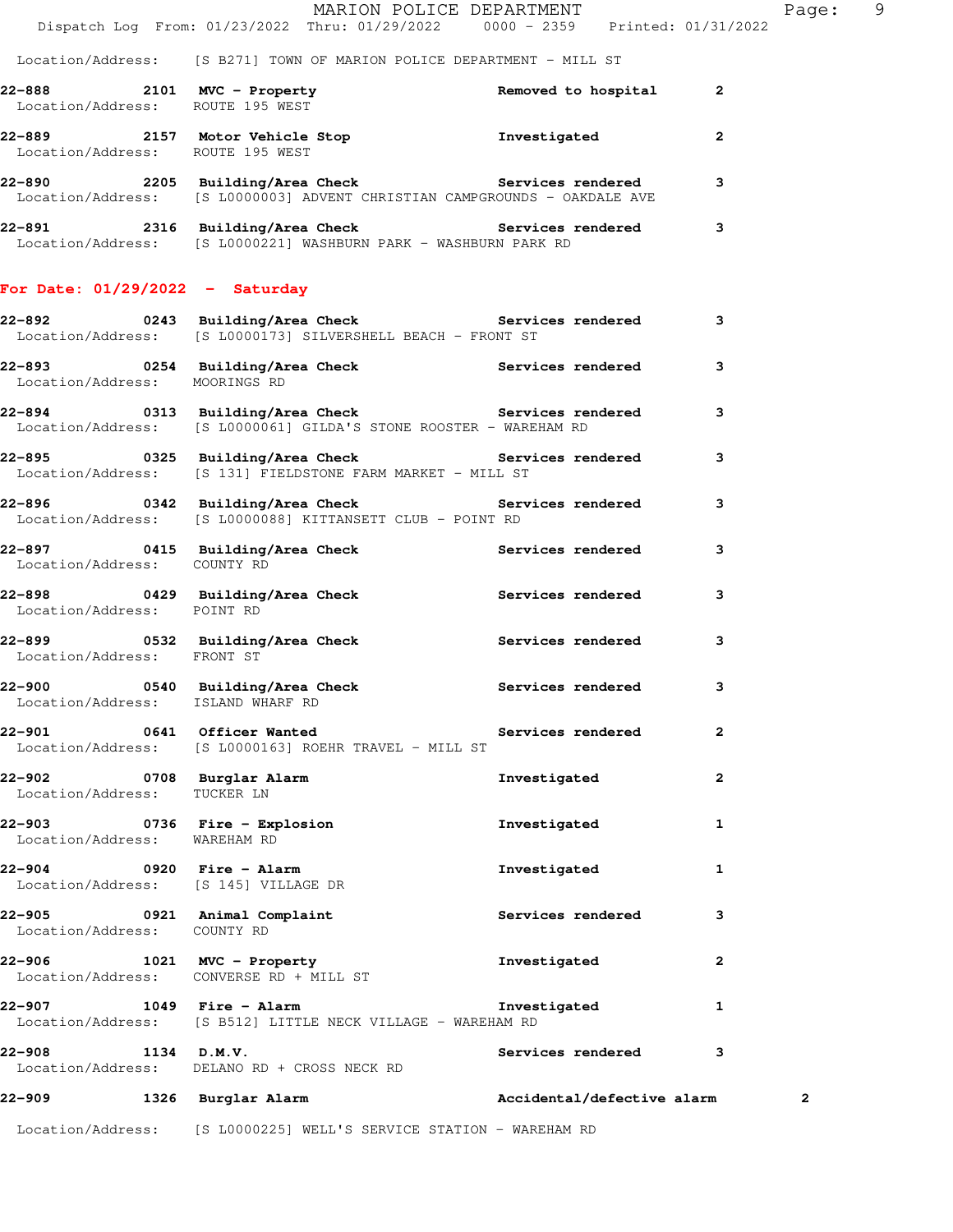Location/Address: [S B271] TOWN OF MARION POLICE DEPARTMENT - MILL ST

**22-888** 2101 **MVC - Property** **Removed to hospital** 2
Location/Address: ROUTE 195 WEST

**22-889** 2157 **Motor Vehicle Stop** **Investigated** 2
Location/Address: ROUTE 195 WEST

**22-890** 2205 **Building/Area Check** **Services rendered** 3
Location/Address: [S L0000003] ADVENT CHRISTIAN CAMPGROUNDS - OAKDALE AVE

**22-891** 2316 **Building/Area Check** **Services rendered** 3
Location/Address: [S L0000221] WASHBURN PARK - WASHBURN PARK RD

## For Date: 01/29/2022 - Saturday

**22-892** 0243 **Building/Area Check** **Services rendered** 3
Location/Address: [S L0000173] SILVERSHELL BEACH - FRONT ST

**22-893** 0254 **Building/Area Check** **Services rendered** 3
Location/Address: MOORINGS RD

**22-894** 0313 **Building/Area Check** **Services rendered** 3
Location/Address: [S L0000061] GILDA'S STONE ROOSTER - WAREHAM RD

**22-895** 0325 **Building/Area Check** **Services rendered** 3
Location/Address: [S 131] FIELDSTONE FARM MARKET - MILL ST

**22-896** 0342 **Building/Area Check** **Services rendered** 3
Location/Address: [S L0000088] KITTANSETT CLUB - POINT RD

**22-897** 0415 **Building/Area Check** **Services rendered** 3
Location/Address: COUNTY RD

**22-898** 0429 **Building/Area Check** **Services rendered** 3
Location/Address: POINT RD

**22-899** 0532 **Building/Area Check** **Services rendered** 3
Location/Address: FRONT ST

**22-900** 0540 **Building/Area Check** **Services rendered** 3
Location/Address: ISLAND WHARF RD

**22-901** 0641 **Officer Wanted** **Services rendered** 2
Location/Address: [S L0000163] ROEHR TRAVEL - MILL ST

**22-902** 0708 **Burglar Alarm** **Investigated** 2
Location/Address: TUCKER LN

**22-903** 0736 **Fire - Explosion** **Investigated** 1
Location/Address: WAREHAM RD

**22-904** 0920 **Fire - Alarm** **Investigated** 1
Location/Address: [S 145] VILLAGE DR

**22-905** 0921 **Animal Complaint** **Services rendered** 3
Location/Address: COUNTY RD

**22-906** 1021 **MVC - Property** **Investigated** 2
Location/Address: CONVERSE RD + MILL ST

**22-907** 1049 **Fire - Alarm** **Investigated** 1
Location/Address: [S B512] LITTLE NECK VILLAGE - WAREHAM RD

**22-908** 1134 **D.M.V.** **Services rendered** 3
Location/Address: DELANO RD + CROSS NECK RD

**22-909** 1326 **Burglar Alarm** **Accidental/defective alarm** 2
Location/Address: [S L0000225] WELL'S SERVICE STATION - WAREHAM RD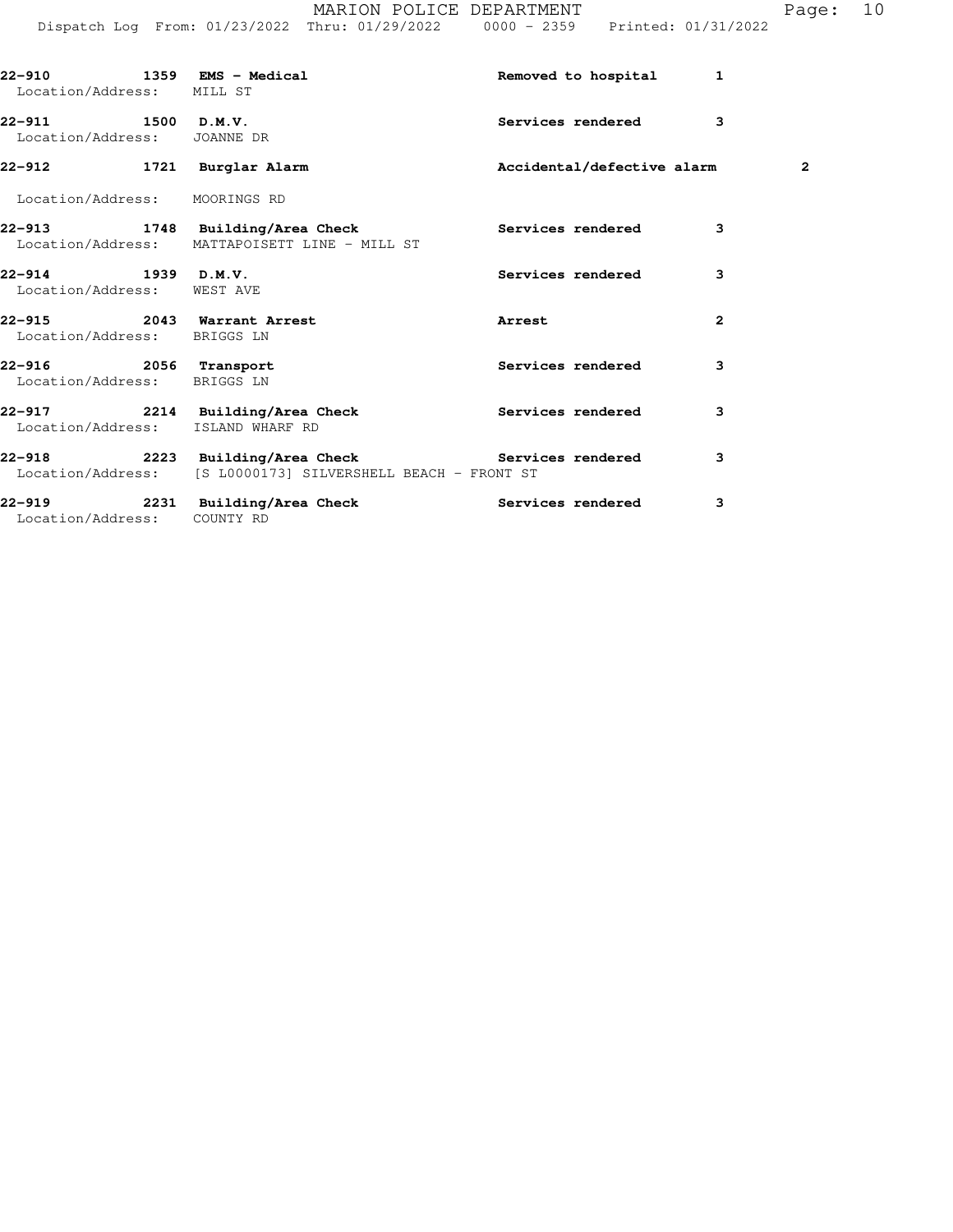**22-910 1359 EMS - Medical** — **Removed to hospital** — **1**
Location/Address: MILL ST

**22-911 1500 D.M.V.** — **Services rendered** — **3**
Location/Address: JOANNE DR

**22-912 1721 Burglar Alarm** — **Accidental/defective alarm** — **2**
Location/Address: MOORINGS RD

**22-913 1748 Building/Area Check** — **Services rendered** — **3**
Location/Address: MATTAPOISETT LINE - MILL ST

**22-914 1939 D.M.V.** — **Services rendered** — **3**
Location/Address: WEST AVE

**22-915 2043 Warrant Arrest** — **Arrest** — **2**
Location/Address: BRIGGS LN

**22-916 2056 Transport** — **Services rendered** — **3**
Location/Address: BRIGGS LN

**22-917 2214 Building/Area Check** — **Services rendered** — **3**
Location/Address: ISLAND WHARF RD

**22-918 2223 Building/Area Check** — **Services rendered** — **3**
Location/Address: [S L0000173] SILVERSHELL BEACH - FRONT ST

**22-919 2231 Building/Area Check** — **Services rendered** — **3**
Location/Address: COUNTY RD